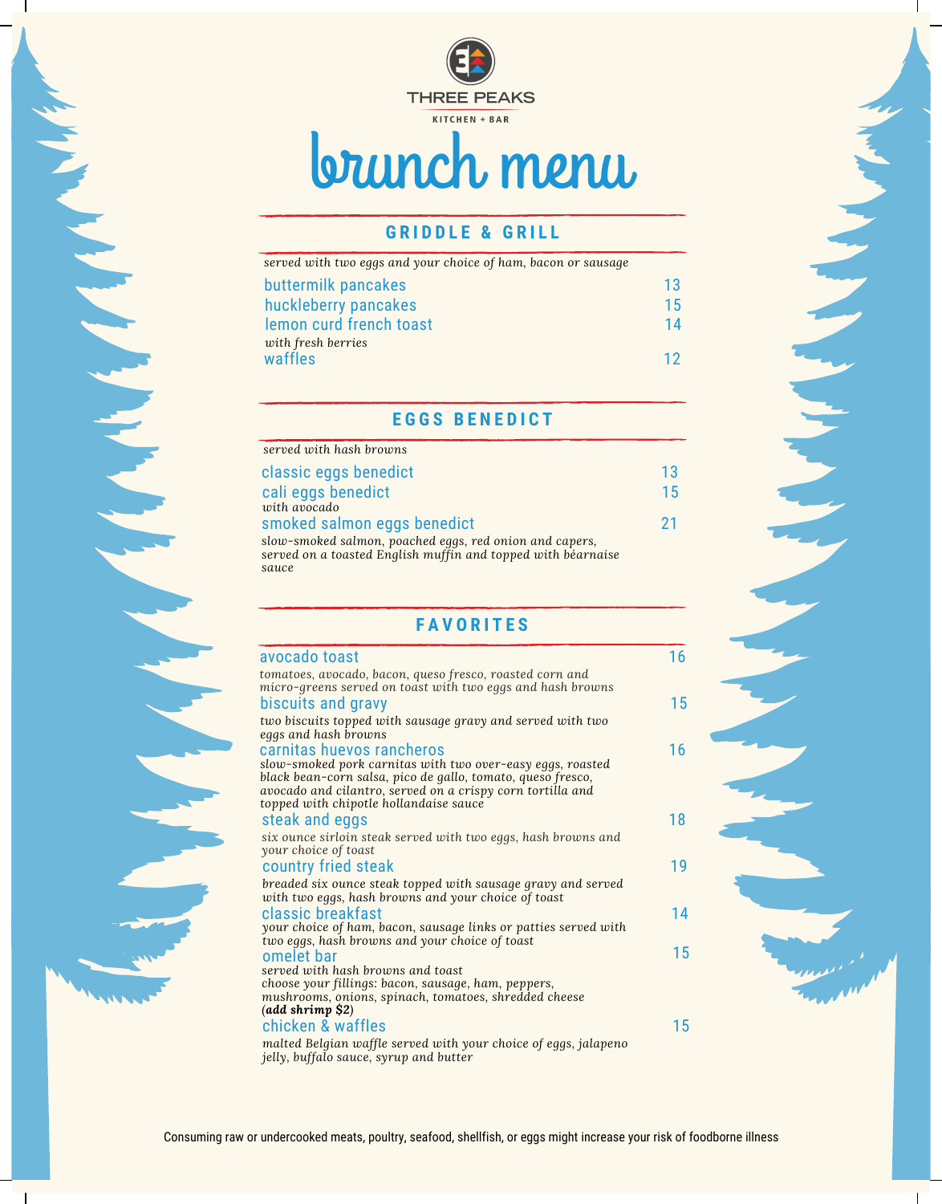THREE PEAKS

KITCHEN + BAR

# brunch menu

## GRIDDLE & GRILL

*served with two eggs and your choice of ham, bacon or sausage*

buttermilk pancakes 13

huckleberry pancakes 15

lemon curd french toast 14
*with fresh berries*

waffles 12

## EGGS BENEDICT

*served with hash browns*

classic eggs benedict 13

cali eggs benedict 15
*with avocado*

smoked salmon eggs benedict 21
*slow-smoked salmon, poached eggs, red onion and capers, served on a toasted English muffin and topped with béarnaise sauce*

## FAVORITES

avocado toast 16
*tomatoes, avocado, bacon, queso fresco, roasted corn and micro-greens served on toast with two eggs and hash browns*

biscuits and gravy 15
*two biscuits topped with sausage gravy and served with two eggs and hash browns*

carnitas huevos rancheros 16
*slow-smoked pork carnitas with two over-easy eggs, roasted black bean-corn salsa, pico de gallo, tomato, queso fresco, avocado and cilantro, served on a crispy corn tortilla and topped with chipotle hollandaise sauce*

steak and eggs 18
*six ounce sirloin steak served with two eggs, hash browns and your choice of toast*

country fried steak 19
*breaded six ounce steak topped with sausage gravy and served with two eggs, hash browns and your choice of toast*

classic breakfast 14
*your choice of ham, bacon, sausage links or patties served with two eggs, hash browns and your choice of toast*

omelet bar 15
*served with hash browns and toast*
*choose your fillings: bacon, sausage, ham, peppers, mushrooms, onions, spinach, tomatoes, shredded cheese*
***(add shrimp $2)***

chicken & waffles 15
*malted Belgian waffle served with your choice of eggs, jalapeno jelly, buffalo sauce, syrup and butter*

Consuming raw or undercooked meats, poultry, seafood, shellfish, or eggs might increase your risk of foodborne illness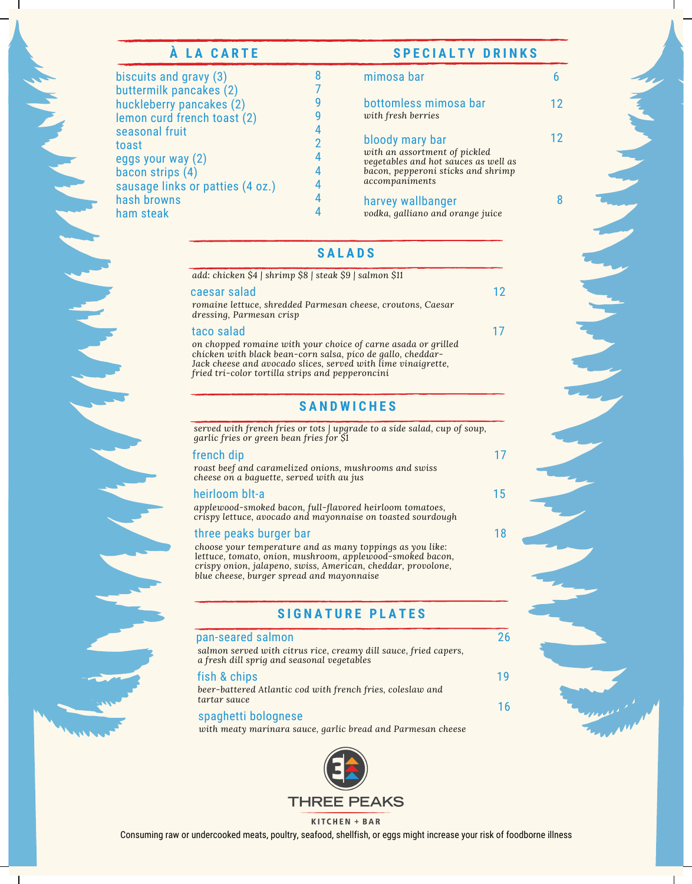## À LA CARTE

| | |
|---|---|
| biscuits and gravy (3) | 8 |
| buttermilk pancakes (2) | 7 |
| huckleberry pancakes (2) | 9 |
| lemon curd french toast (2) | 9 |
| seasonal fruit | 4 |
| toast | 2 |
| eggs your way (2) | 4 |
| bacon strips (4) | 4 |
| sausage links or patties (4 oz.) | 4 |
| hash browns | 4 |
| ham steak | 4 |

## SPECIALTY DRINKS

mimosa bar 6

bottomless mimosa bar 12
*with fresh berries*

bloody mary bar 12
*with an assortment of pickled vegetables and hot sauces as well as bacon, pepperoni sticks and shrimp accompaniments*

harvey wallbanger 8
*vodka, galliano and orange juice*

## SALADS

*add: chicken $4 | shrimp $8 | steak $9 | salmon $11*

caesar salad 12
*romaine lettuce, shredded Parmesan cheese, croutons, Caesar dressing, Parmesan crisp*

taco salad 17
*on chopped romaine with your choice of carne asada or grilled chicken with black bean-corn salsa, pico de gallo, cheddar-Jack cheese and avocado slices, served with lime vinaigrette, fried tri-color tortilla strips and pepperoncini*

## SANDWICHES

*served with french fries or tots | upgrade to a side salad, cup of soup, garlic fries or green bean fries for $1*

french dip 17
*roast beef and caramelized onions, mushrooms and swiss cheese on a baguette, served with au jus*

heirloom blt-a 15
*applewood-smoked bacon, full-flavored heirloom tomatoes, crispy lettuce, avocado and mayonnaise on toasted sourdough*

three peaks burger bar 18
*choose your temperature and as many toppings as you like: lettuce, tomato, onion, mushroom, applewood-smoked bacon, crispy onion, jalapeno, swiss, American, cheddar, provolone, blue cheese, burger spread and mayonnaise*

## SIGNATURE PLATES

pan-seared salmon 26
*salmon served with citrus rice, creamy dill sauce, fried capers, a fresh dill sprig and seasonal vegetables*

fish & chips 19
*beer-battered Atlantic cod with french fries, coleslaw and tartar sauce*

spaghetti bolognese 16
*with meaty marinara sauce, garlic bread and Parmesan cheese*

THREE PEAKS
KITCHEN + BAR

Consuming raw or undercooked meats, poultry, seafood, shellfish, or eggs might increase your risk of foodborne illness